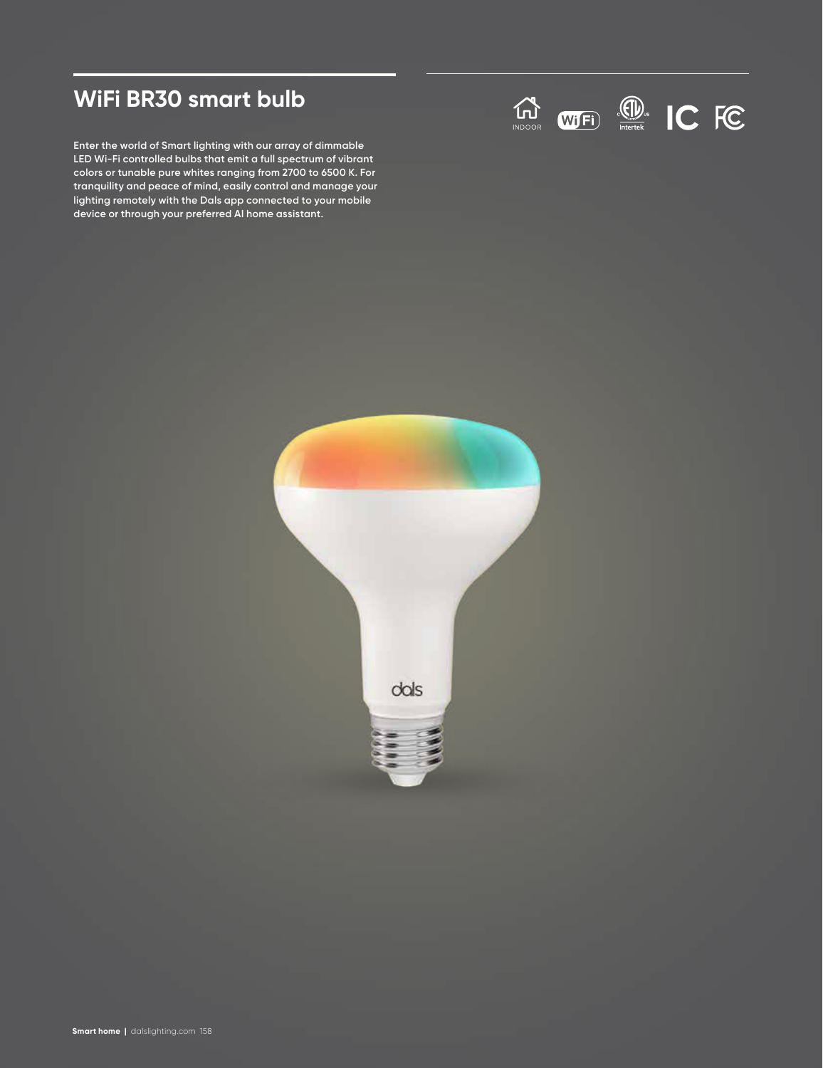# WiFi BR30 smart bulb

Enter the world of Smart lighting with our array of dimmable LED Wi-Fi controlled bulbs that emit a full spectrum of vibrant colors or tunable pure whites ranging from 2700 to 6500 K. For tranquility and peace of mind, easily control and manage your lighting remotely with the Dals app connected to your mobile device or through your preferred AI home assistant.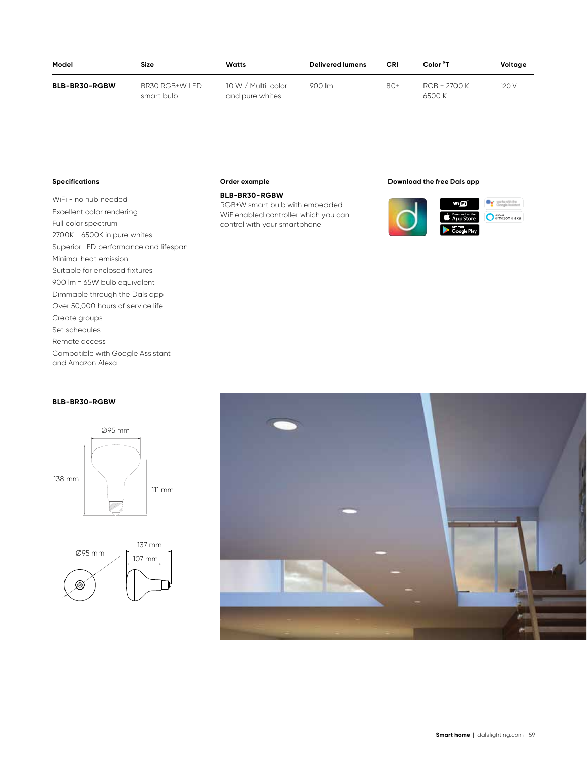| Model | Size | Watts | Delivered lumens | CRI | Color °T | Voltage |
|---|---|---|---|---|---|---|
| **BLB-BR30-RGBW** | BR30 RGB+W LED smart bulb | 10 W / Multi-color and pure whites | 900 lm | 80+ | RGB + 2700 K - 6500 K | 120 V |

### Specifications

WiFi - no hub needed
Excellent color rendering
Full color spectrum
2700K - 6500K in pure whites
Superior LED performance and lifespan
Minimal heat emission
Suitable for enclosed fixtures
900 lm = 65W bulb equivalent
Dimmable through the Dals app
Over 50,000 hours of service life
Create groups
Set schedules
Remote access
Compatible with Google Assistant and Amazon Alexa

### Order example

**BLB-BR30-RGBW**
RGB+W smart bulb with embedded WiFienabled controller which you can control with your smartphone

### Download the free Dals app

### BLB-BR30-RGBW

Ø95 mm
138 mm
111 mm

Ø95 mm
137 mm
107 mm